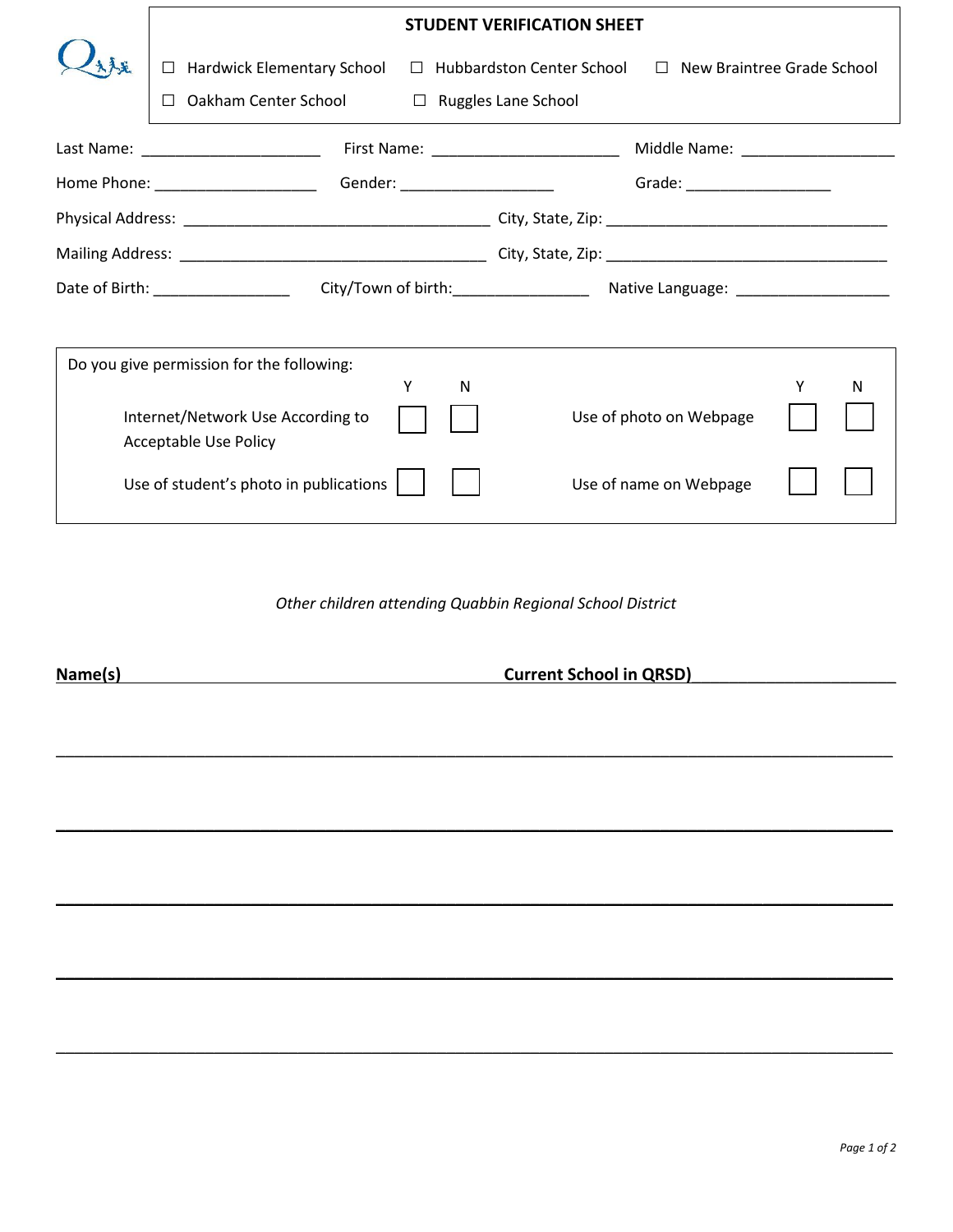# STUDENT VERIFICATION SHEET

☐ Hardwick Elementary School ☐ Hubbardston Center School ☐ New Braintree Grade School

☐ Oakham Center School ☐ Ruggles Lane School

Last Name: ____________________ First Name: ____________________ Middle Name: ________________

Home Phone: __________________ Gender: _________________ Grade: ________________

Physical Address: __________________________________ City, State, Zip: ______________________________

Mailing Address: __________________________________ City, State, Zip: ______________________________

Date of Birth: _______________ City/Town of birth:_______________ Native Language: _________________

Do you give permission for the following:

| | Y | N | | Y | N |
|---|---|---|---|---|---|
| Internet/Network Use According to Acceptable Use Policy | ☐ | ☐ | Use of photo on Webpage | ☐ | ☐ |
| Use of student's photo in publications | ☐ | ☐ | Use of name on Webpage | ☐ | ☐ |

*Other children attending Quabbin Regional School District*

**Name(s)** ________________________________________ **Current School in QRSD)** ______________________

______________________________________________________________________________

______________________________________________________________________________

______________________________________________________________________________

______________________________________________________________________________

______________________________________________________________________________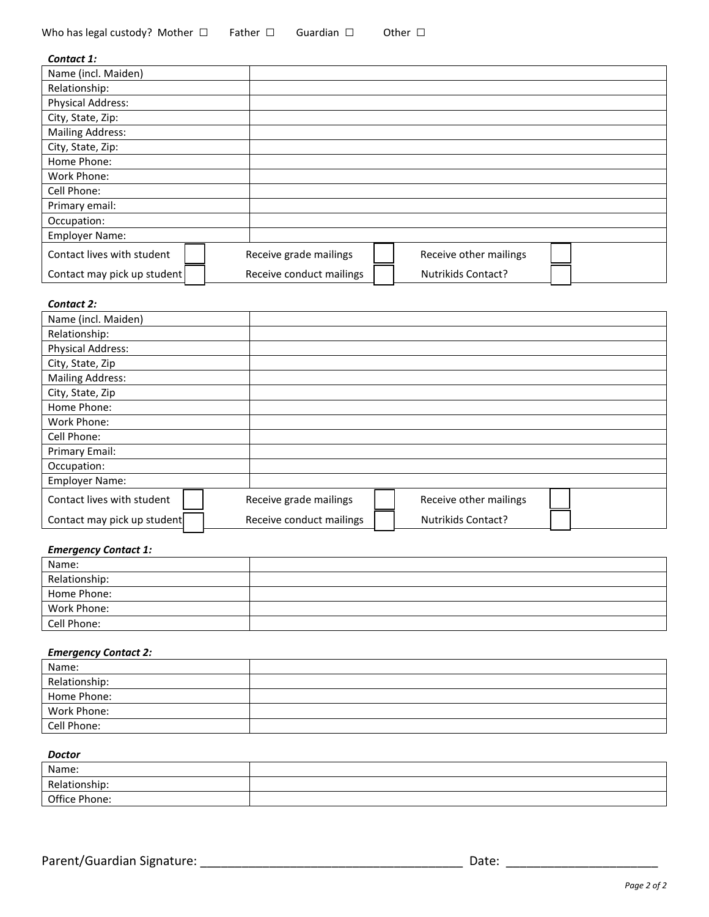Who has legal custody? Mother ☐ Father ☐ Guardian ☐ Other ☐

***Contact 1:***

| | |
|---|---|
| Name (incl. Maiden) | |
| Relationship: | |
| Physical Address: | |
| City, State, Zip: | |
| Mailing Address: | |
| City, State, Zip: | |
| Home Phone: | |
| Work Phone: | |
| Cell Phone: | |
| Primary email: | |
| Occupation: | |
| Employer Name: | |

| | | | | | |
|---|---|---|---|---|---|
| Contact lives with student | ☐ | Receive grade mailings | ☐ | Receive other mailings | ☐ |
| Contact may pick up student | ☐ | Receive conduct mailings | ☐ | Nutrikids Contact? | ☐ |

***Contact 2:***

| | |
|---|---|
| Name (incl. Maiden) | |
| Relationship: | |
| Physical Address: | |
| City, State, Zip | |
| Mailing Address: | |
| City, State, Zip | |
| Home Phone: | |
| Work Phone: | |
| Cell Phone: | |
| Primary Email: | |
| Occupation: | |
| Employer Name: | |

| | | | | | |
|---|---|---|---|---|---|
| Contact lives with student | ☐ | Receive grade mailings | ☐ | Receive other mailings | ☐ |
| Contact may pick up student | ☐ | Receive conduct mailings | ☐ | Nutrikids Contact? | ☐ |

***Emergency Contact 1:***

| | |
|---|---|
| Name: | |
| Relationship: | |
| Home Phone: | |
| Work Phone: | |
| Cell Phone: | |

***Emergency Contact 2:***

| | |
|---|---|
| Name: | |
| Relationship: | |
| Home Phone: | |
| Work Phone: | |
| Cell Phone: | |

***Doctor***

| | |
|---|---|
| Name: | |
| Relationship: | |
| Office Phone: | |

Parent/Guardian Signature: _______________________________________ Date: ______________________